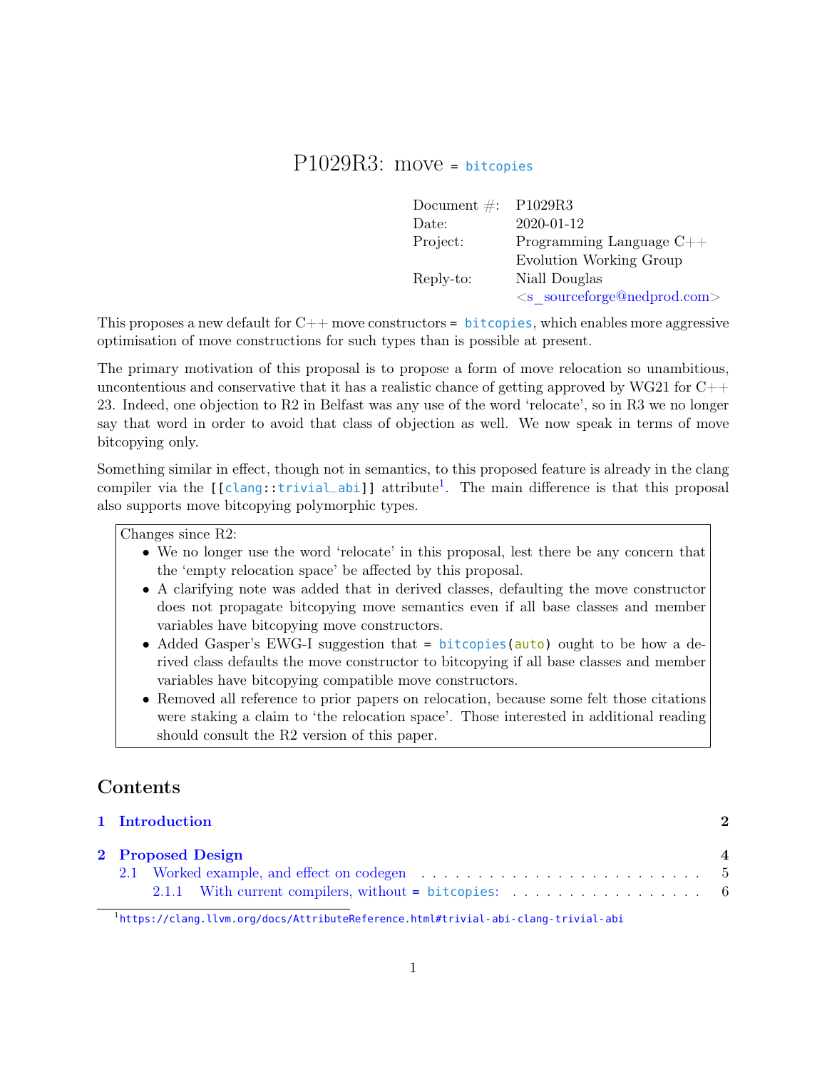# P1029R3: move = `bitcopies`

| | |
|---|---|
| Document #: | P1029R3 |
| Date: | 2020-01-12 |
| Project: | Programming Language C++ |
| | Evolution Working Group |
| Reply-to: | Niall Douglas |
| | <s_sourceforge@nedprod.com> |

This proposes a new default for C++ move constructors `= bitcopies`, which enables more aggressive optimisation of move constructions for such types than is possible at present.

The primary motivation of this proposal is to propose a form of move relocation so unambitious, uncontentious and conservative that it has a realistic chance of getting approved by WG21 for C++ 23. Indeed, one objection to R2 in Belfast was any use of the word 'relocate', so in R3 we no longer say that word in order to avoid that class of objection as well. We now speak in terms of move bitcopying only.

Something similar in effect, though not in semantics, to this proposed feature is already in the clang compiler via the `[[clang::trivial_abi]]` attribute[1]. The main difference is that this proposal also supports move bitcopying polymorphic types.

> Changes since R2:
>
> - We no longer use the word 'relocate' in this proposal, lest there be any concern that the 'empty relocation space' be affected by this proposal.
> - A clarifying note was added that in derived classes, defaulting the move constructor does not propagate bitcopying move semantics even if all base classes and member variables have bitcopying move constructors.
> - Added Gasper's EWG-I suggestion that `= bitcopies(auto)` ought to be how a derived class defaults the move constructor to bitcopying if all base classes and member variables have bitcopying compatible move constructors.
> - Removed all reference to prior papers on relocation, because some felt those citations were staking a claim to 'the relocation space'. Those interested in additional reading should consult the R2 version of this paper.

## Contents

- **1 Introduction** — 2
- **2 Proposed Design** — 4
  - 2.1 Worked example, and effect on codegen — 5
    - 2.1.1 With current compilers, without `= bitcopies`: — 6

[1] https://clang.llvm.org/docs/AttributeReference.html#trivial-abi-clang-trivial-abi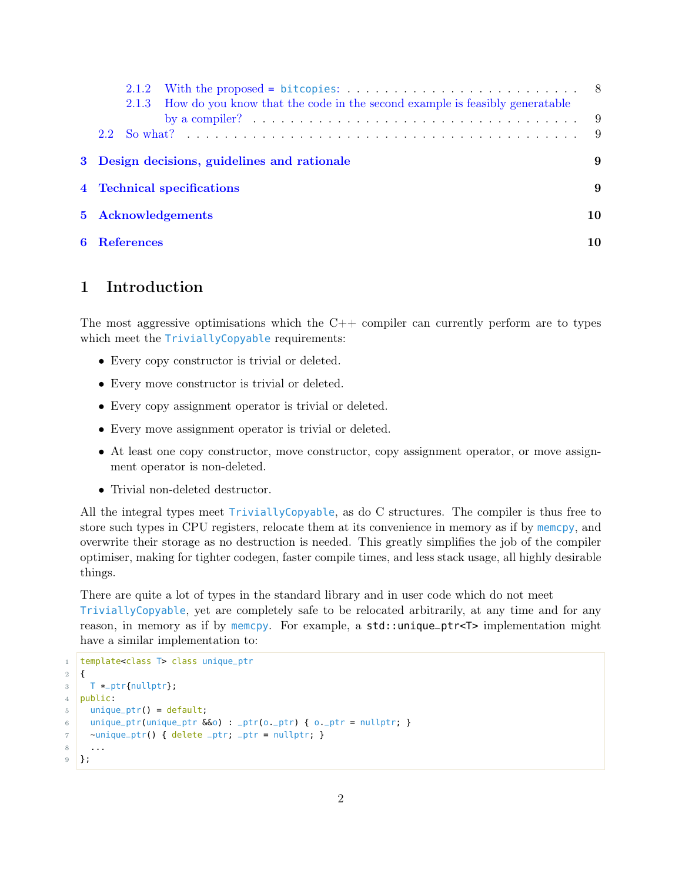2.1.2 With the proposed `= bitcopies:` . . . 8
2.1.3 How do you know that the code in the second example is feasibly generatable by a compiler? . . . 9
2.2 So what? . . . 9

3 Design decisions, guidelines and rationale 9

4 Technical specifications 9

5 Acknowledgements 10

6 References 10

# 1 Introduction

The most aggressive optimisations which the C++ compiler can currently perform are to types which meet the `TriviallyCopyable` requirements:

- Every copy constructor is trivial or deleted.
- Every move constructor is trivial or deleted.
- Every copy assignment operator is trivial or deleted.
- Every move assignment operator is trivial or deleted.
- At least one copy constructor, move constructor, copy assignment operator, or move assignment operator is non-deleted.
- Trivial non-deleted destructor.

All the integral types meet `TriviallyCopyable`, as do C structures. The compiler is thus free to store such types in CPU registers, relocate them at its convenience in memory as if by `memcpy`, and overwrite their storage as no destruction is needed. This greatly simplifies the job of the compiler optimiser, making for tighter codegen, faster compile times, and less stack usage, all highly desirable things.

There are quite a lot of types in the standard library and in user code which do not meet `TriviallyCopyable`, yet are completely safe to be relocated arbitrarily, at any time and for any reason, in memory as if by `memcpy`. For example, a `std::unique_ptr<T>` implementation might have a similar implementation to:

```
template<class T> class unique_ptr
{
  T *_ptr{nullptr};
public:
  unique_ptr() = default;
  unique_ptr(unique_ptr &&o) : _ptr(o._ptr) { o._ptr = nullptr; }
  ~unique_ptr() { delete _ptr; _ptr = nullptr; }
  ...
};
```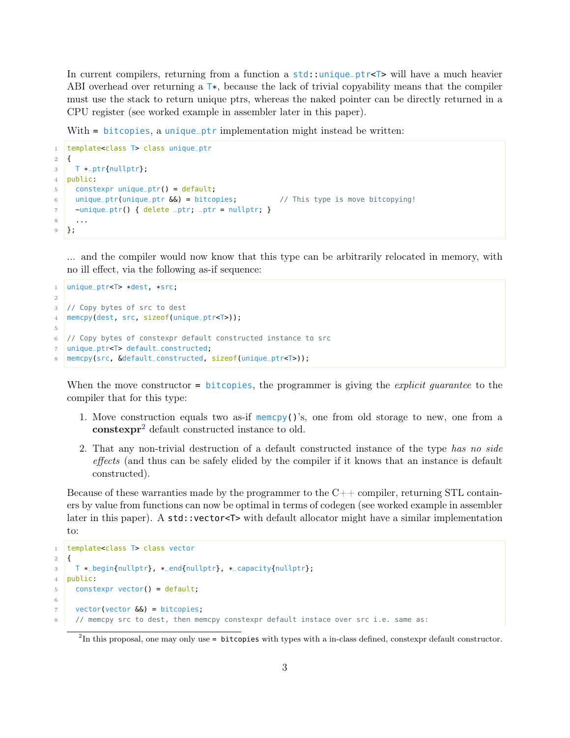In current compilers, returning from a function a `std::unique_ptr<T>` will have a much heavier ABI overhead over returning a `T*`, because the lack of trivial copyability means that the compiler must use the stack to return unique ptrs, whereas the naked pointer can be directly returned in a CPU register (see worked example in assembler later in this paper).

With `= bitcopies`, a `unique_ptr` implementation might instead be written:

```
template<class T> class unique_ptr
{
  T *_ptr{nullptr};
public:
  constexpr unique_ptr() = default;
  unique_ptr(unique_ptr &&) = bitcopies;          // This type is move bitcopying!
  ~unique_ptr() { delete _ptr; _ptr = nullptr; }
  ...
};
```

... and the compiler would now know that this type can be arbitrarily relocated in memory, with no ill effect, via the following as-if sequence:

```
unique_ptr<T> *dest, *src;

// Copy bytes of src to dest
memcpy(dest, src, sizeof(unique_ptr<T>));

// Copy bytes of constexpr default constructed instance to src
unique_ptr<T> default_constructed;
memcpy(src, &default_constructed, sizeof(unique_ptr<T>));
```

When the move constructor `= bitcopies`, the programmer is giving the *explicit guarantee* to the compiler that for this type:

1. Move construction equals two as-if `memcpy()`'s, one from old storage to new, one from a **constexpr**[2] default constructed instance to old.
2. That any non-trivial destruction of a default constructed instance of the type *has no side effects* (and thus can be safely elided by the compiler if it knows that an instance is default constructed).

Because of these warranties made by the programmer to the C++ compiler, returning STL containers by value from functions can now be optimal in terms of codegen (see worked example in assembler later in this paper). A `std::vector<T>` with default allocator might have a similar implementation to:

```
template<class T> class vector
{
  T *_begin{nullptr}, *_end{nullptr}, *_capacity{nullptr};
public:
  constexpr vector() = default;

  vector(vector &&) = bitcopies;
  // memcpy src to dest, then memcpy constexpr default instace over src i.e. same as:
```

[2] In this proposal, one may only use `= bitcopies` with types with a in-class defined, constexpr default constructor.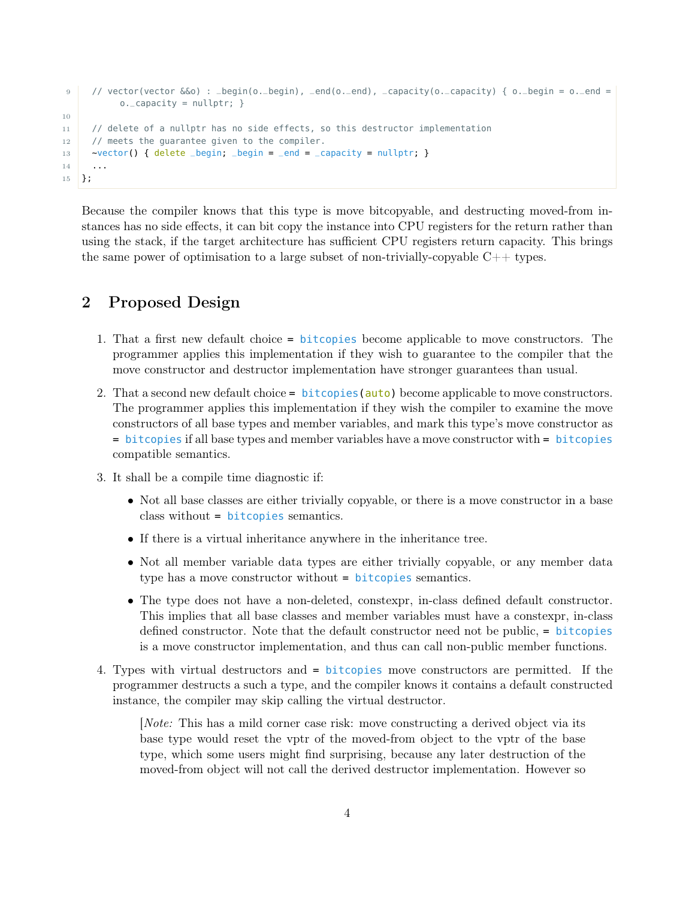```
  // vector(vector &&o) : _begin(o._begin), _end(o._end), _capacity(o._capacity) { o._begin = o._end =
       o._capacity = nullptr; }

  // delete of a nullptr has no side effects, so this destructor implementation
  // meets the guarantee given to the compiler.
  ~vector() { delete _begin; _begin = _end = _capacity = nullptr; }
  ...
};
```

Because the compiler knows that this type is move bitcopyable, and destructing moved-from instances has no side effects, it can bit copy the instance into CPU registers for the return rather than using the stack, if the target architecture has sufficient CPU registers return capacity. This brings the same power of optimisation to a large subset of non-trivially-copyable C++ types.

## 2 Proposed Design

1. That a first new default choice `= bitcopies` become applicable to move constructors. The programmer applies this implementation if they wish to guarantee to the compiler that the move constructor and destructor implementation have stronger guarantees than usual.

2. That a second new default choice `= bitcopies(auto)` become applicable to move constructors. The programmer applies this implementation if they wish the compiler to examine the move constructors of all base types and member variables, and mark this type's move constructor as `= bitcopies` if all base types and member variables have a move constructor with `= bitcopies` compatible semantics.

3. It shall be a compile time diagnostic if:

   - Not all base classes are either trivially copyable, or there is a move constructor in a base class without `= bitcopies` semantics.
   - If there is a virtual inheritance anywhere in the inheritance tree.
   - Not all member variable data types are either trivially copyable, or any member data type has a move constructor without `= bitcopies` semantics.
   - The type does not have a non-deleted, constexpr, in-class defined default constructor. This implies that all base classes and member variables must have a constexpr, in-class defined constructor. Note that the default constructor need not be public, `= bitcopies` is a move constructor implementation, and thus can call non-public member functions.

4. Types with virtual destructors and `= bitcopies` move constructors are permitted. If the programmer destructs a such a type, and the compiler knows it contains a default constructed instance, the compiler may skip calling the virtual destructor.

   [*Note:* This has a mild corner case risk: move constructing a derived object via its base type would reset the vptr of the moved-from object to the vptr of the base type, which some users might find surprising, because any later destruction of the moved-from object will not call the derived destructor implementation. However so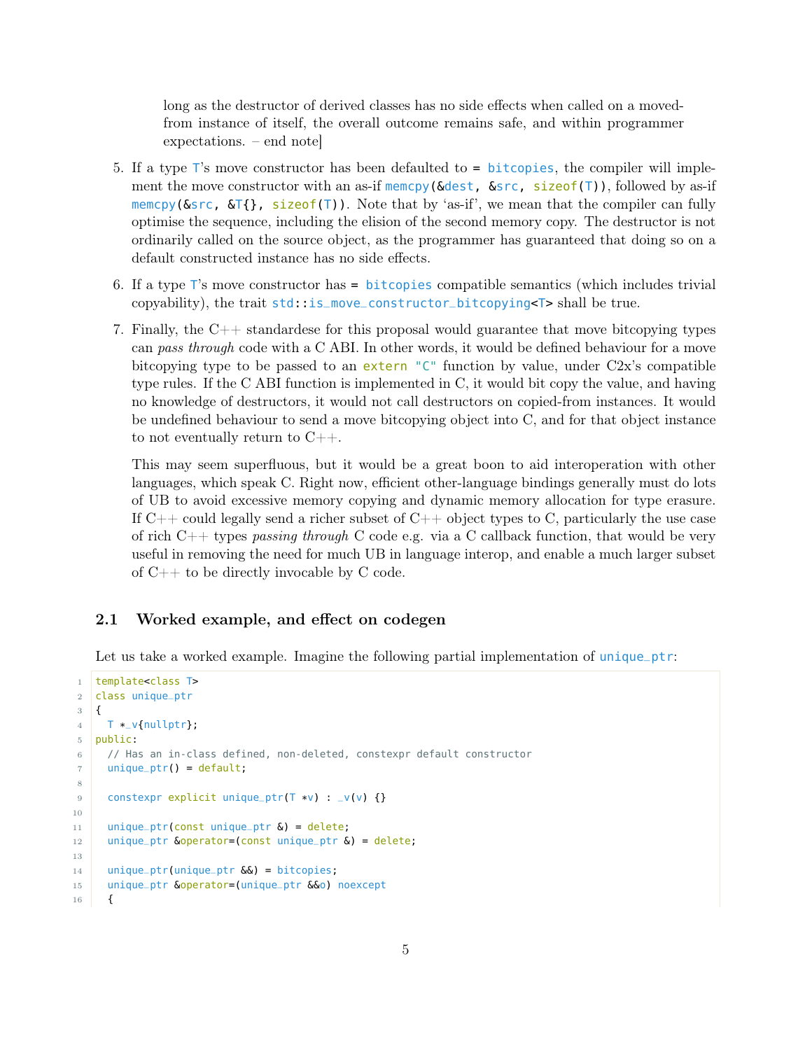long as the destructor of derived classes has no side effects when called on a moved-from instance of itself, the overall outcome remains safe, and within programmer expectations. – end note]

5. If a type `T`'s move constructor has been defaulted to `= bitcopies`, the compiler will implement the move constructor with an as-if `memcpy(&dest, &src, sizeof(T))`, followed by as-if `memcpy(&src, &T{}, sizeof(T))`. Note that by 'as-if', we mean that the compiler can fully optimise the sequence, including the elision of the second memory copy. The destructor is not ordinarily called on the source object, as the programmer has guaranteed that doing so on a default constructed instance has no side effects.

6. If a type `T`'s move constructor has `= bitcopies` compatible semantics (which includes trivial copyability), the trait `std::is_move_constructor_bitcopying<T>` shall be true.

7. Finally, the C++ standardese for this proposal would guarantee that move bitcopying types can *pass through* code with a C ABI. In other words, it would be defined behaviour for a move bitcopying type to be passed to an `extern "C"` function by value, under C2x's compatible type rules. If the C ABI function is implemented in C, it would bit copy the value, and having no knowledge of destructors, it would not call destructors on copied-from instances. It would be undefined behaviour to send a move bitcopying object into C, and for that object instance to not eventually return to C++.

   This may seem superfluous, but it would be a great boon to aid interoperation with other languages, which speak C. Right now, efficient other-language bindings generally must do lots of UB to avoid excessive memory copying and dynamic memory allocation for type erasure. If C++ could legally send a richer subset of C++ object types to C, particularly the use case of rich C++ types *passing through* C code e.g. via a C callback function, that would be very useful in removing the need for much UB in language interop, and enable a much larger subset of C++ to be directly invocable by C code.

### 2.1 Worked example, and effect on codegen

Let us take a worked example. Imagine the following partial implementation of `unique_ptr`:

```
template<class T>
class unique_ptr
{
  T *_v{nullptr};
public:
  // Has an in-class defined, non-deleted, constexpr default constructor
  unique_ptr() = default;

  constexpr explicit unique_ptr(T *v) : _v(v) {}

  unique_ptr(const unique_ptr &) = delete;
  unique_ptr &operator=(const unique_ptr &) = delete;

  unique_ptr(unique_ptr &&) = bitcopies;
  unique_ptr &operator=(unique_ptr &&o) noexcept
  {
```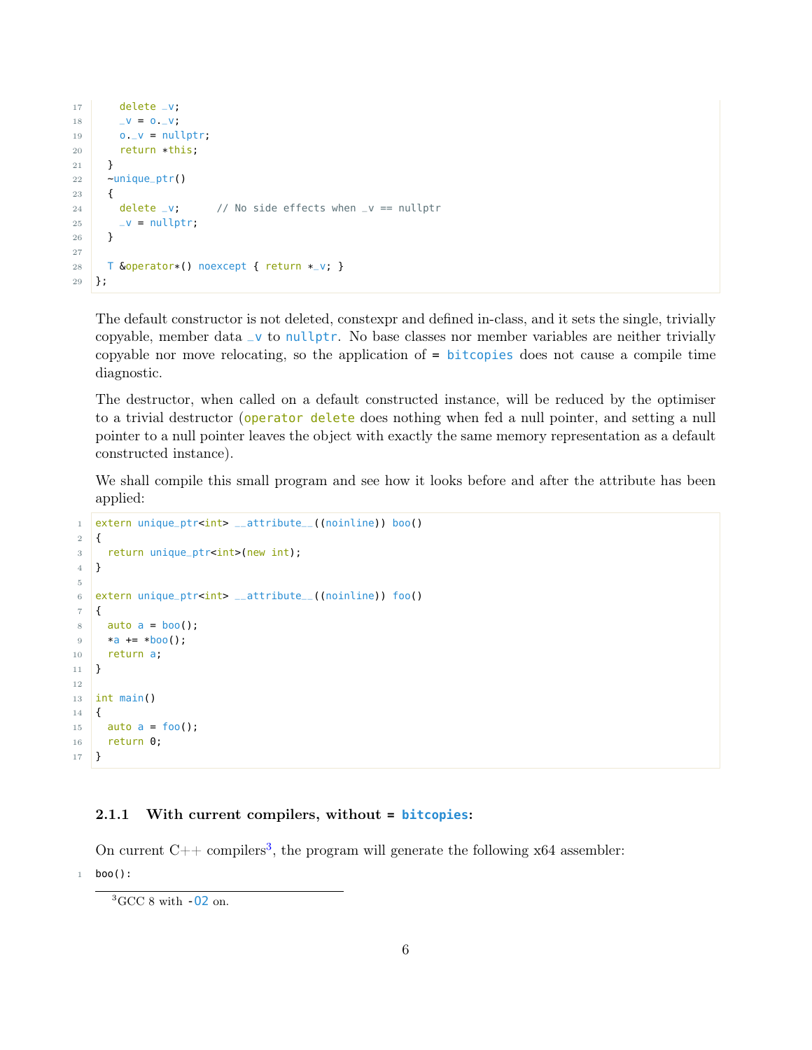```
    delete _v;
    _v = o._v;
    o._v = nullptr;
    return *this;
  }
  ~unique_ptr()
  {
    delete _v;      // No side effects when _v == nullptr
    _v = nullptr;
  }

  T &operator*() noexcept { return *_v; }
};
```

The default constructor is not deleted, constexpr and defined in-class, and it sets the single, trivially copyable, member data `_v` to `nullptr`. No base classes nor member variables are neither trivially copyable nor move relocating, so the application of `= bitcopies` does not cause a compile time diagnostic.

The destructor, when called on a default constructed instance, will be reduced by the optimiser to a trivial destructor (`operator delete` does nothing when fed a null pointer, and setting a null pointer to a null pointer leaves the object with exactly the same memory representation as a default constructed instance).

We shall compile this small program and see how it looks before and after the attribute has been applied:

```
extern unique_ptr<int> __attribute__((noinline)) boo()
{
  return unique_ptr<int>(new int);
}

extern unique_ptr<int> __attribute__((noinline)) foo()
{
  auto a = boo();
  *a += *boo();
  return a;
}

int main()
{
  auto a = foo();
  return 0;
}
```

### 2.1.1 With current compilers, without `= bitcopies`:

On current C++ compilers[3], the program will generate the following x64 assembler:

```
boo():
```

[3] GCC 8 with `-O2` on.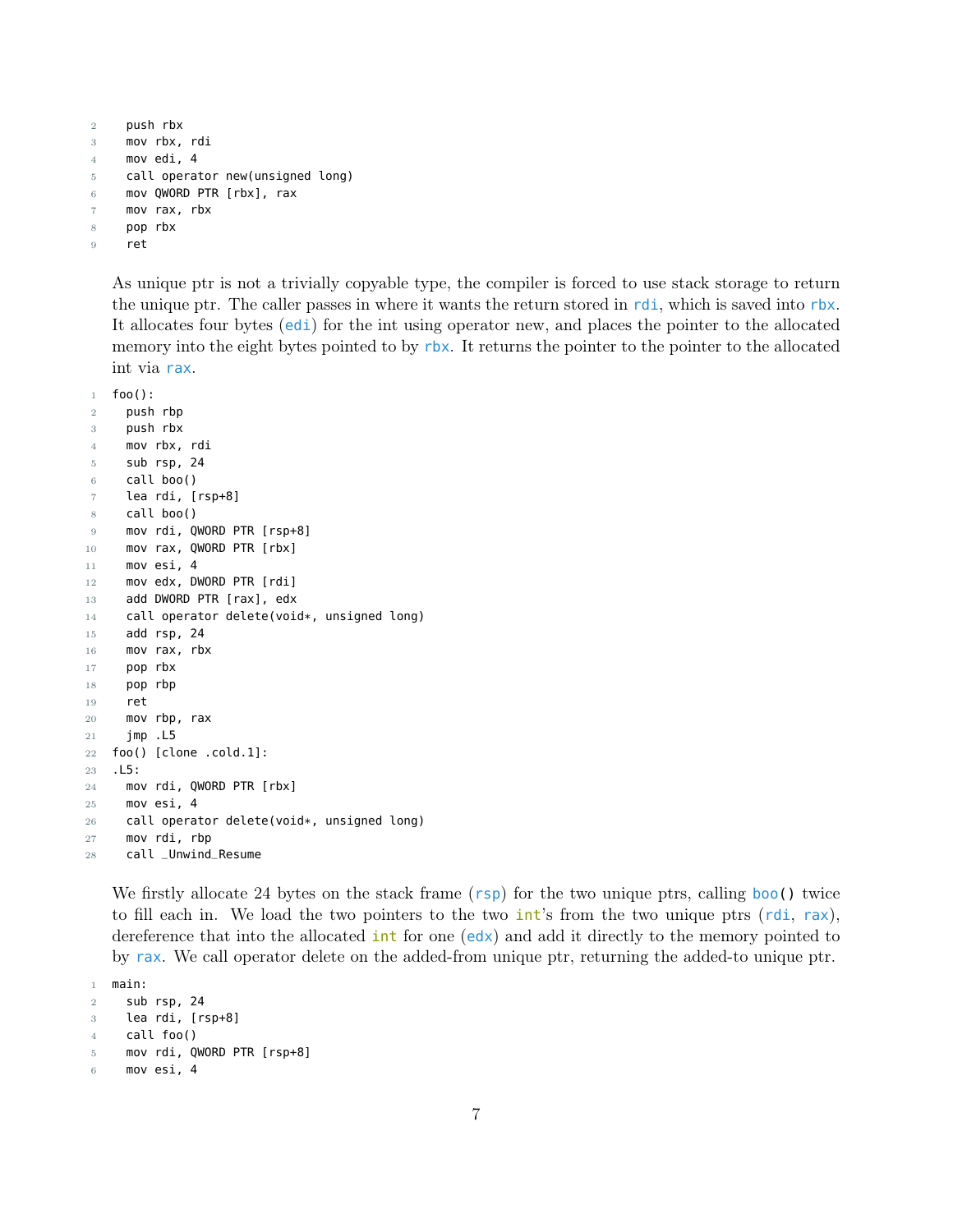```
  push rbx
  mov rbx, rdi
  mov edi, 4
  call operator new(unsigned long)
  mov QWORD PTR [rbx], rax
  mov rax, rbx
  pop rbx
  ret
```

As unique ptr is not a trivially copyable type, the compiler is forced to use stack storage to return the unique ptr. The caller passes in where it wants the return stored in `rdi`, which is saved into `rbx`. It allocates four bytes (`edi`) for the int using operator new, and places the pointer to the allocated memory into the eight bytes pointed to by `rbx`. It returns the pointer to the pointer to the allocated int via `rax`.

```
foo():
  push rbp
  push rbx
  mov rbx, rdi
  sub rsp, 24
  call boo()
  lea rdi, [rsp+8]
  call boo()
  mov rdi, QWORD PTR [rsp+8]
  mov rax, QWORD PTR [rbx]
  mov esi, 4
  mov edx, DWORD PTR [rdi]
  add DWORD PTR [rax], edx
  call operator delete(void*, unsigned long)
  add rsp, 24
  mov rax, rbx
  pop rbx
  pop rbp
  ret
  mov rbp, rax
  jmp .L5
foo() [clone .cold.1]:
.L5:
  mov rdi, QWORD PTR [rbx]
  mov esi, 4
  call operator delete(void*, unsigned long)
  mov rdi, rbp
  call _Unwind_Resume
```

We firstly allocate 24 bytes on the stack frame (`rsp`) for the two unique ptrs, calling `boo()` twice to fill each in. We load the two pointers to the two `int`'s from the two unique ptrs (`rdi`, `rax`), dereference that into the allocated `int` for one (`edx`) and add it directly to the memory pointed to by `rax`. We call operator delete on the added-from unique ptr, returning the added-to unique ptr.

```
main:
  sub rsp, 24
  lea rdi, [rsp+8]
  call foo()
  mov rdi, QWORD PTR [rsp+8]
  mov esi, 4
```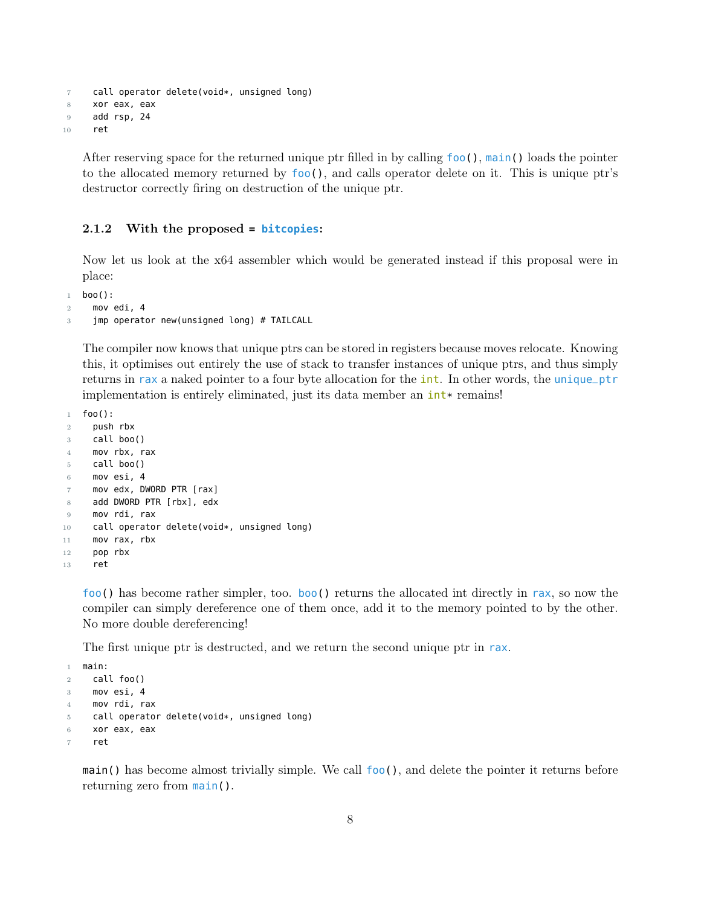```
  call operator delete(void*, unsigned long)
  xor eax, eax
  add rsp, 24
  ret
```

After reserving space for the returned unique ptr filled in by calling `foo()`, `main()` loads the pointer to the allocated memory returned by `foo()`, and calls operator delete on it. This is unique ptr's destructor correctly firing on destruction of the unique ptr.

### 2.1.2 With the proposed = `bitcopies`:

Now let us look at the x64 assembler which would be generated instead if this proposal were in place:

```
boo():
  mov edi, 4
  jmp operator new(unsigned long) # TAILCALL
```

The compiler now knows that unique ptrs can be stored in registers because moves relocate. Knowing this, it optimises out entirely the use of stack to transfer instances of unique ptrs, and thus simply returns in `rax` a naked pointer to a four byte allocation for the `int`. In other words, the `unique_ptr` implementation is entirely eliminated, just its data member an `int*` remains!

```
foo():
  push rbx
  call boo()
  mov rbx, rax
  call boo()
  mov esi, 4
  mov edx, DWORD PTR [rax]
  add DWORD PTR [rbx], edx
  mov rdi, rax
  call operator delete(void*, unsigned long)
  mov rax, rbx
  pop rbx
  ret
```

`foo()` has become rather simpler, too. `boo()` returns the allocated int directly in `rax`, so now the compiler can simply dereference one of them once, add it to the memory pointed to by the other. No more double dereferencing!

The first unique ptr is destructed, and we return the second unique ptr in `rax`.

```
main:
  call foo()
  mov esi, 4
  mov rdi, rax
  call operator delete(void*, unsigned long)
  xor eax, eax
  ret
```

`main()` has become almost trivially simple. We call `foo()`, and delete the pointer it returns before returning zero from `main()`.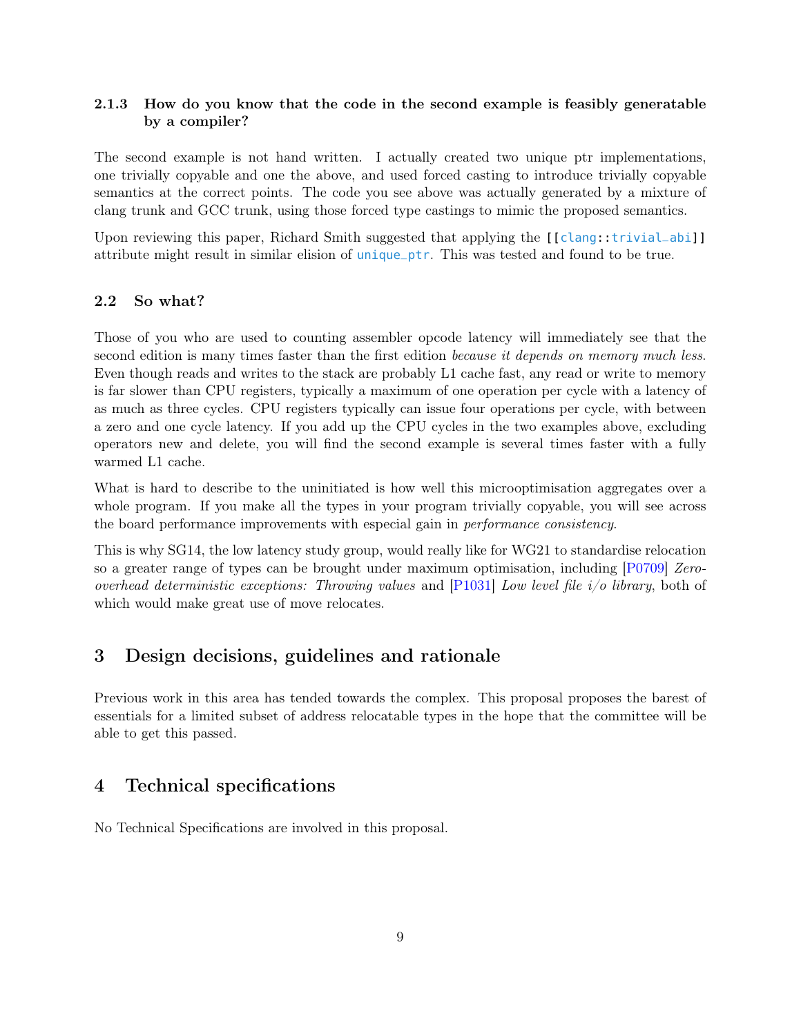### 2.1.3 How do you know that the code in the second example is feasibly generatable by a compiler?

The second example is not hand written. I actually created two unique ptr implementations, one trivially copyable and one the above, and used forced casting to introduce trivially copyable semantics at the correct points. The code you see above was actually generated by a mixture of clang trunk and GCC trunk, using those forced type castings to mimic the proposed semantics.

Upon reviewing this paper, Richard Smith suggested that applying the `[[clang::trivial_abi]]` attribute might result in similar elision of `unique_ptr`. This was tested and found to be true.

## 2.2 So what?

Those of you who are used to counting assembler opcode latency will immediately see that the second edition is many times faster than the first edition *because it depends on memory much less*. Even though reads and writes to the stack are probably L1 cache fast, any read or write to memory is far slower than CPU registers, typically a maximum of one operation per cycle with a latency of as much as three cycles. CPU registers typically can issue four operations per cycle, with between a zero and one cycle latency. If you add up the CPU cycles in the two examples above, excluding operators new and delete, you will find the second example is several times faster with a fully warmed L1 cache.

What is hard to describe to the uninitiated is how well this microoptimisation aggregates over a whole program. If you make all the types in your program trivially copyable, you will see across the board performance improvements with especial gain in *performance consistency*.

This is why SG14, the low latency study group, would really like for WG21 to standardise relocation so a greater range of types can be brought under maximum optimisation, including [P0709] *Zero-overhead deterministic exceptions: Throwing values* and [P1031] *Low level file i/o library*, both of which would make great use of move relocates.

# 3 Design decisions, guidelines and rationale

Previous work in this area has tended towards the complex. This proposal proposes the barest of essentials for a limited subset of address relocatable types in the hope that the committee will be able to get this passed.

# 4 Technical specifications

No Technical Specifications are involved in this proposal.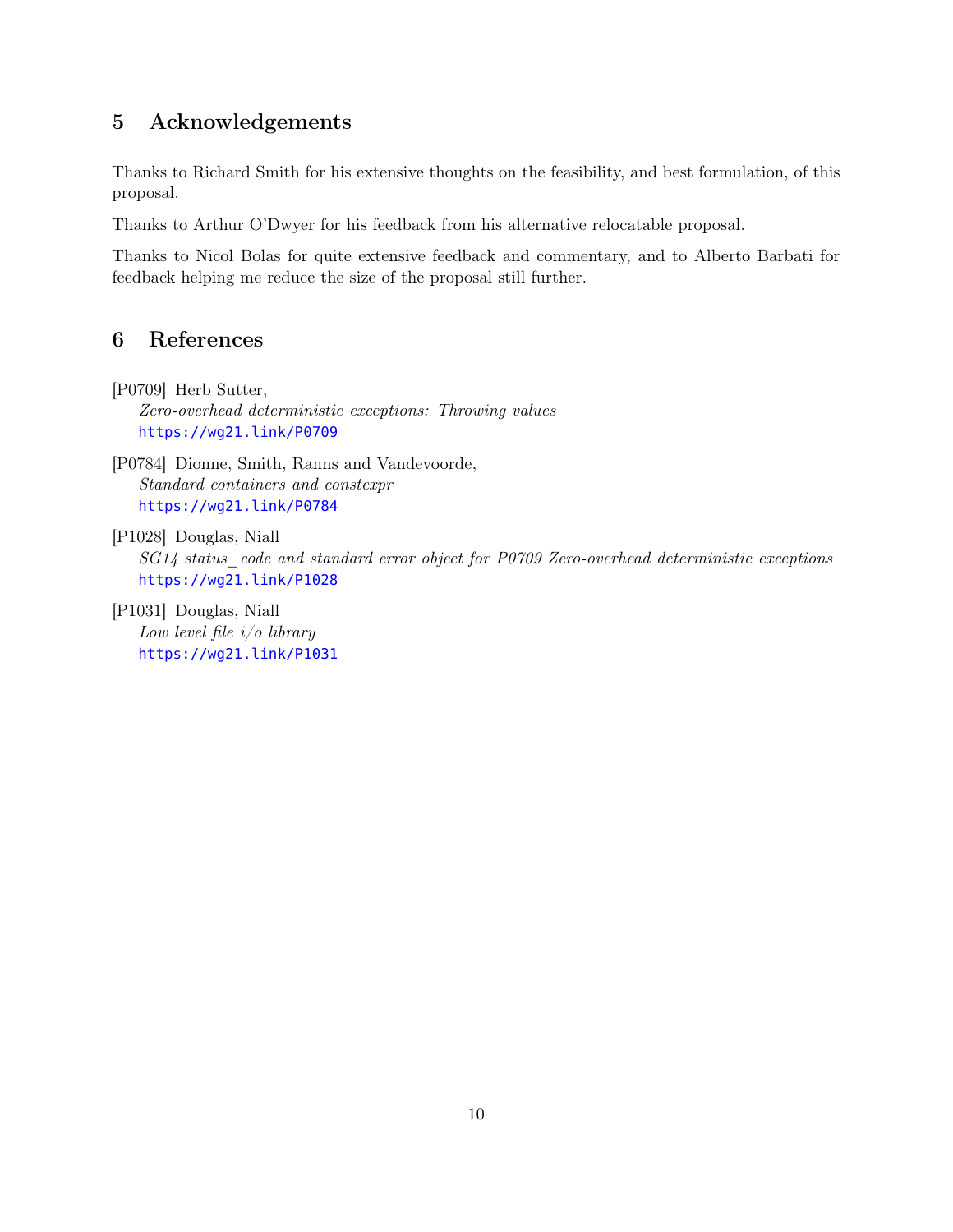## 5 Acknowledgements

Thanks to Richard Smith for his extensive thoughts on the feasibility, and best formulation, of this proposal.

Thanks to Arthur O'Dwyer for his feedback from his alternative relocatable proposal.

Thanks to Nicol Bolas for quite extensive feedback and commentary, and to Alberto Barbati for feedback helping me reduce the size of the proposal still further.

## 6 References

[P0709] Herb Sutter,
*Zero-overhead deterministic exceptions: Throwing values*
https://wg21.link/P0709

[P0784] Dionne, Smith, Ranns and Vandevoorde,
*Standard containers and constexpr*
https://wg21.link/P0784

[P1028] Douglas, Niall
*SG14 status_code and standard error object for P0709 Zero-overhead deterministic exceptions*
https://wg21.link/P1028

[P1031] Douglas, Niall
*Low level file i/o library*
https://wg21.link/P1031